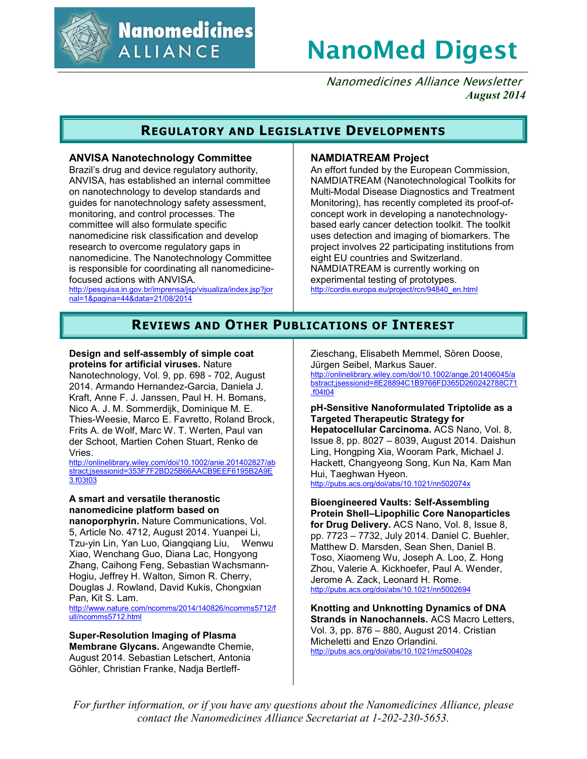# Nanomedicines ALLIANCE

# NanoMed Digest

*Nanomedicines Alliance Newsletter*
***August 2014***

## Regulatory and Legislative Developments

### ANVISA Nanotechnology Committee

Brazil's drug and device regulatory authority, ANVISA, has established an internal committee on nanotechnology to develop standards and guides for nanotechnology safety assessment, monitoring, and control processes. The committee will also formulate specific nanomedicine risk classification and develop research to overcome regulatory gaps in nanomedicine. The Nanotechnology Committee is responsible for coordinating all nanomedicine-focused actions with ANVISA.
http://pesquisa.in.gov.br/imprensa/jsp/visualiza/index.jsp?jornal=1&pagina=44&data=21/08/2014

### NAMDIATREAM Project

An effort funded by the European Commission, NAMDIATREAM (Nanotechnological Toolkits for Multi-Modal Disease Diagnostics and Treatment Monitoring), has recently completed its proof-of-concept work in developing a nanotechnology-based early cancer detection toolkit. The toolkit uses detection and imaging of biomarkers. The project involves 22 participating institutions from eight EU countries and Switzerland. NAMDIATREAM is currently working on experimental testing of prototypes.
http://cordis.europa.eu/project/rcn/94840_en.html

## Reviews and Other Publications of Interest

**Design and self-assembly of simple coat proteins for artificial viruses.** Nature Nanotechnology, Vol. 9, pp. 698 - 702, August 2014. Armando Hernandez-Garcia, Daniela J. Kraft, Anne F. J. Janssen, Paul H. H. Bomans, Nico A. J. M. Sommerdijk, Dominique M. E. Thies-Weesie, Marco E. Favretto, Roland Brock, Frits A. de Wolf, Marc W. T. Werten, Paul van der Schoot, Martien Cohen Stuart, Renko de Vries.
http://onlinelibrary.wiley.com/doi/10.1002/anie.201402827/abstract;jsessionid=353F7F2BD25B66AACB9EEF6195B2A9E3.f03t03

**A smart and versatile theranostic nanomedicine platform based on nanoporphyrin.** Nature Communications, Vol. 5, Article No. 4712, August 2014. Yuanpei Li, Tzu-yin Lin, Yan Luo, Qiangqiang Liu, Wenwu Xiao, Wenchang Guo, Diana Lac, Hongyong Zhang, Caihong Feng, Sebastian Wachsmann-Hogiu, Jeffrey H. Walton, Simon R. Cherry, Douglas J. Rowland, David Kukis, Chongxian Pan, Kit S. Lam.
http://www.nature.com/ncomms/2014/140826/ncomms5712/full/ncomms5712.html

**Super-Resolution Imaging of Plasma Membrane Glycans.** Angewandte Chemie, August 2014. Sebastian Letschert, Antonia Göhler, Christian Franke, Nadja Bertleff-Zieschang, Elisabeth Memmel, Sören Doose, Jürgen Seibel, Markus Sauer.
http://onlinelibrary.wiley.com/doi/10.1002/ange.201406045/abstract;jsessionid=8E28894C1B9766FD365D260242788C71.f04t04

**pH-Sensitive Nanoformulated Triptolide as a Targeted Therapeutic Strategy for Hepatocellular Carcinoma.** ACS Nano, Vol. 8, Issue 8, pp. 8027 – 8039, August 2014. Daishun Ling, Hongping Xia, Wooram Park, Michael J. Hackett, Changyeong Song, Kun Na, Kam Man Hui, Taeghwan Hyeon.
http://pubs.acs.org/doi/abs/10.1021/nn502074x

**Bioengineered Vaults: Self-Assembling Protein Shell–Lipophilic Core Nanoparticles for Drug Delivery.** ACS Nano, Vol. 8, Issue 8, pp. 7723 – 7732, July 2014. Daniel C. Buehler, Matthew D. Marsden, Sean Shen, Daniel B. Toso, Xiaomeng Wu, Joseph A. Loo, Z. Hong Zhou, Valerie A. Kickhoefer, Paul A. Wender, Jerome A. Zack, Leonard H. Rome.
http://pubs.acs.org/doi/abs/10.1021/nn5002694

**Knotting and Unknotting Dynamics of DNA Strands in Nanochannels.** ACS Macro Letters, Vol. 3, pp. 876 – 880, August 2014. Cristian Micheletti and Enzo Orlandini.
http://pubs.acs.org/doi/abs/10.1021/mz500402s

*For further information, or if you have any questions about the Nanomedicines Alliance, please contact the Nanomedicines Alliance Secretariat at 1-202-230-5653.*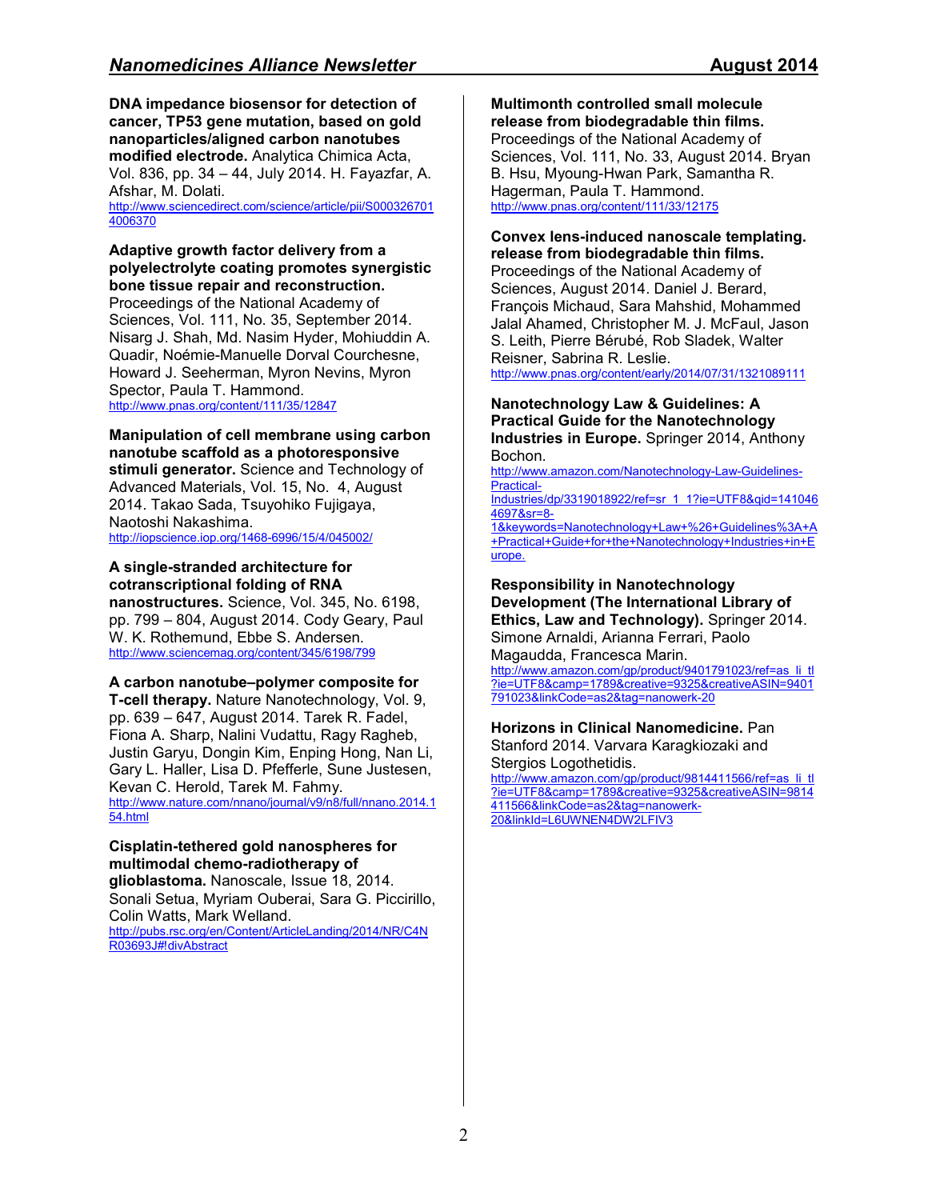**DNA impedance biosensor for detection of cancer, TP53 gene mutation, based on gold nanoparticles/aligned carbon nanotubes modified electrode.** Analytica Chimica Acta, Vol. 836, pp. 34 – 44, July 2014. H. Fayazfar, A. Afshar, M. Dolati.
http://www.sciencedirect.com/science/article/pii/S0003267014006370

**Adaptive growth factor delivery from a polyelectrolyte coating promotes synergistic bone tissue repair and reconstruction.** Proceedings of the National Academy of Sciences, Vol. 111, No. 35, September 2014. Nisarg J. Shah, Md. Nasim Hyder, Mohiuddin A. Quadir, Noémie-Manuelle Dorval Courchesne, Howard J. Seeherman, Myron Nevins, Myron Spector, Paula T. Hammond.
http://www.pnas.org/content/111/35/12847

**Manipulation of cell membrane using carbon nanotube scaffold as a photoresponsive stimuli generator.** Science and Technology of Advanced Materials, Vol. 15, No. 4, August 2014. Takao Sada, Tsuyohiko Fujigaya, Naotoshi Nakashima.
http://iopscience.iop.org/1468-6996/15/4/045002/

**A single-stranded architecture for cotranscriptional folding of RNA nanostructures.** Science, Vol. 345, No. 6198, pp. 799 – 804, August 2014. Cody Geary, Paul W. K. Rothemund, Ebbe S. Andersen.
http://www.sciencemag.org/content/345/6198/799

**A carbon nanotube–polymer composite for T-cell therapy.** Nature Nanotechnology, Vol. 9, pp. 639 – 647, August 2014. Tarek R. Fadel, Fiona A. Sharp, Nalini Vudattu, Ragy Ragheb, Justin Garyu, Dongin Kim, Enping Hong, Nan Li, Gary L. Haller, Lisa D. Pfefferle, Sune Justesen, Kevan C. Herold, Tarek M. Fahmy.
http://www.nature.com/nnano/journal/v9/n8/full/nnano.2014.154.html

**Cisplatin-tethered gold nanospheres for multimodal chemo-radiotherapy of glioblastoma.** Nanoscale, Issue 18, 2014. Sonali Setua, Myriam Ouberai, Sara G. Piccirillo, Colin Watts, Mark Welland.
http://pubs.rsc.org/en/Content/ArticleLanding/2014/NR/C4NR03693J#!divAbstract

**Multimonth controlled small molecule release from biodegradable thin films.** Proceedings of the National Academy of Sciences, Vol. 111, No. 33, August 2014. Bryan B. Hsu, Myoung-Hwan Park, Samantha R. Hagerman, Paula T. Hammond.
http://www.pnas.org/content/111/33/12175

**Convex lens-induced nanoscale templating. release from biodegradable thin films.** Proceedings of the National Academy of Sciences, August 2014. Daniel J. Berard, François Michaud, Sara Mahshid, Mohammed Jalal Ahamed, Christopher M. J. McFaul, Jason S. Leith, Pierre Bérubé, Rob Sladek, Walter Reisner, Sabrina R. Leslie.
http://www.pnas.org/content/early/2014/07/31/1321089111

**Nanotechnology Law & Guidelines: A Practical Guide for the Nanotechnology Industries in Europe.** Springer 2014, Anthony Bochon.
http://www.amazon.com/Nanotechnology-Law-Guidelines-Practical-Industries/dp/3319018922/ref=sr_1_1?ie=UTF8&qid=1410464697&sr=8-1&keywords=Nanotechnology+Law+%26+Guidelines%3A+A+Practical+Guide+for+the+Nanotechnology+Industries+in+Europe.

**Responsibility in Nanotechnology Development (The International Library of Ethics, Law and Technology).** Springer 2014. Simone Arnaldi, Arianna Ferrari, Paolo Magaudda, Francesca Marin.
http://www.amazon.com/gp/product/9401791023/ref=as_li_tl?ie=UTF8&camp=1789&creative=9325&creativeASIN=9401791023&linkCode=as2&tag=nanowerk-20

**Horizons in Clinical Nanomedicine.** Pan Stanford 2014. Varvara Karagkiozaki and Stergios Logothetidis.
http://www.amazon.com/gp/product/9814411566/ref=as_li_tl?ie=UTF8&camp=1789&creative=9325&creativeASIN=9814411566&linkCode=as2&tag=nanowerk-20&linkId=L6UWNEN4DW2LFIV3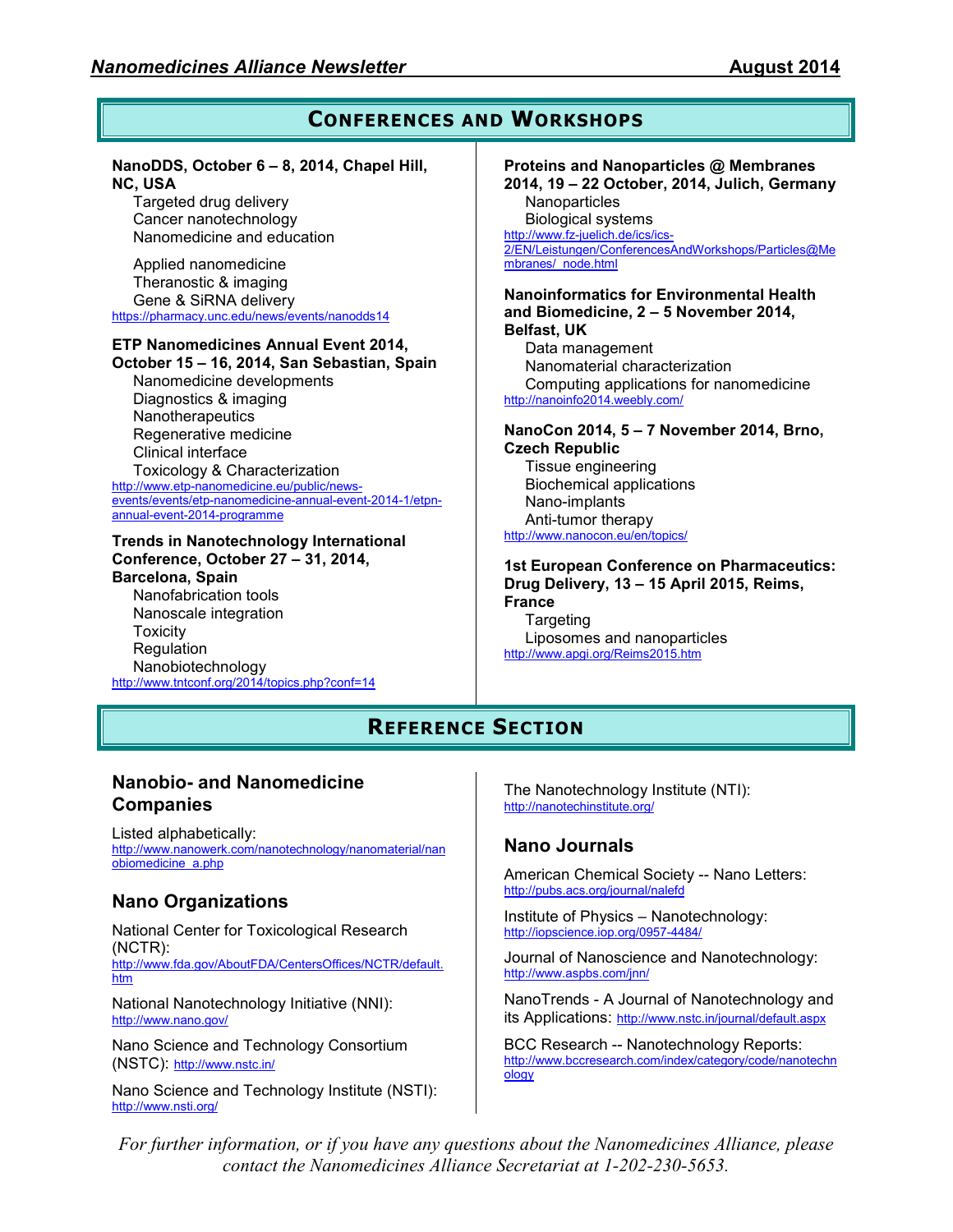## Conferences and Workshops

**NanoDDS, October 6 – 8, 2014, Chapel Hill, NC, USA**

Targeted drug delivery
Cancer nanotechnology
Nanomedicine and education

Applied nanomedicine
Theranostic & imaging
Gene & SiRNA delivery

https://pharmacy.unc.edu/news/events/nanodds14

**ETP Nanomedicines Annual Event 2014, October 15 – 16, 2014, San Sebastian, Spain**

Nanomedicine developments
Diagnostics & imaging
Nanotherapeutics
Regenerative medicine
Clinical interface
Toxicology & Characterization

http://www.etp-nanomedicine.eu/public/news-events/events/etp-nanomedicine-annual-event-2014-1/etpn-annual-event-2014-programme

**Trends in Nanotechnology International Conference, October 27 – 31, 2014, Barcelona, Spain**

Nanofabrication tools
Nanoscale integration
Toxicity
Regulation
Nanobiotechnology

http://www.tntconf.org/2014/topics.php?conf=14

**Proteins and Nanoparticles @ Membranes 2014, 19 – 22 October, 2014, Julich, Germany**

Nanoparticles
Biological systems

http://www.fz-juelich.de/ics/ics-2/EN/Leistungen/ConferencesAndWorkshops/Particles@Membranes/_node.html

**Nanoinformatics for Environmental Health and Biomedicine, 2 – 5 November 2014, Belfast, UK**

Data management
Nanomaterial characterization
Computing applications for nanomedicine

http://nanoinfo2014.weebly.com/

**NanoCon 2014, 5 – 7 November 2014, Brno, Czech Republic**

Tissue engineering
Biochemical applications
Nano-implants
Anti-tumor therapy

http://www.nanocon.eu/en/topics/

**1st European Conference on Pharmaceutics: Drug Delivery, 13 – 15 April 2015, Reims, France**

Targeting
Liposomes and nanoparticles

http://www.apgi.org/Reims2015.htm

## Reference Section

### Nanobio- and Nanomedicine Companies

Listed alphabetically:
http://www.nanowerk.com/nanotechnology/nanomaterial/nanobiomedicine_a.php

### Nano Organizations

National Center for Toxicological Research (NCTR):
http://www.fda.gov/AboutFDA/CentersOffices/NCTR/default.htm

National Nanotechnology Initiative (NNI):
http://www.nano.gov/

Nano Science and Technology Consortium (NSTC): http://www.nstc.in/

Nano Science and Technology Institute (NSTI):
http://www.nsti.org/

The Nanotechnology Institute (NTI):
http://nanotechinstitute.org/

### Nano Journals

American Chemical Society -- Nano Letters:
http://pubs.acs.org/journal/nalefd

Institute of Physics – Nanotechnology:
http://iopscience.iop.org/0957-4484/

Journal of Nanoscience and Nanotechnology:
http://www.aspbs.com/jnn/

NanoTrends - A Journal of Nanotechnology and its Applications: http://www.nstc.in/journal/default.aspx

BCC Research -- Nanotechnology Reports:
http://www.bccresearch.com/index/category/code/nanotechnology

*For further information, or if you have any questions about the Nanomedicines Alliance, please contact the Nanomedicines Alliance Secretariat at 1-202-230-5653.*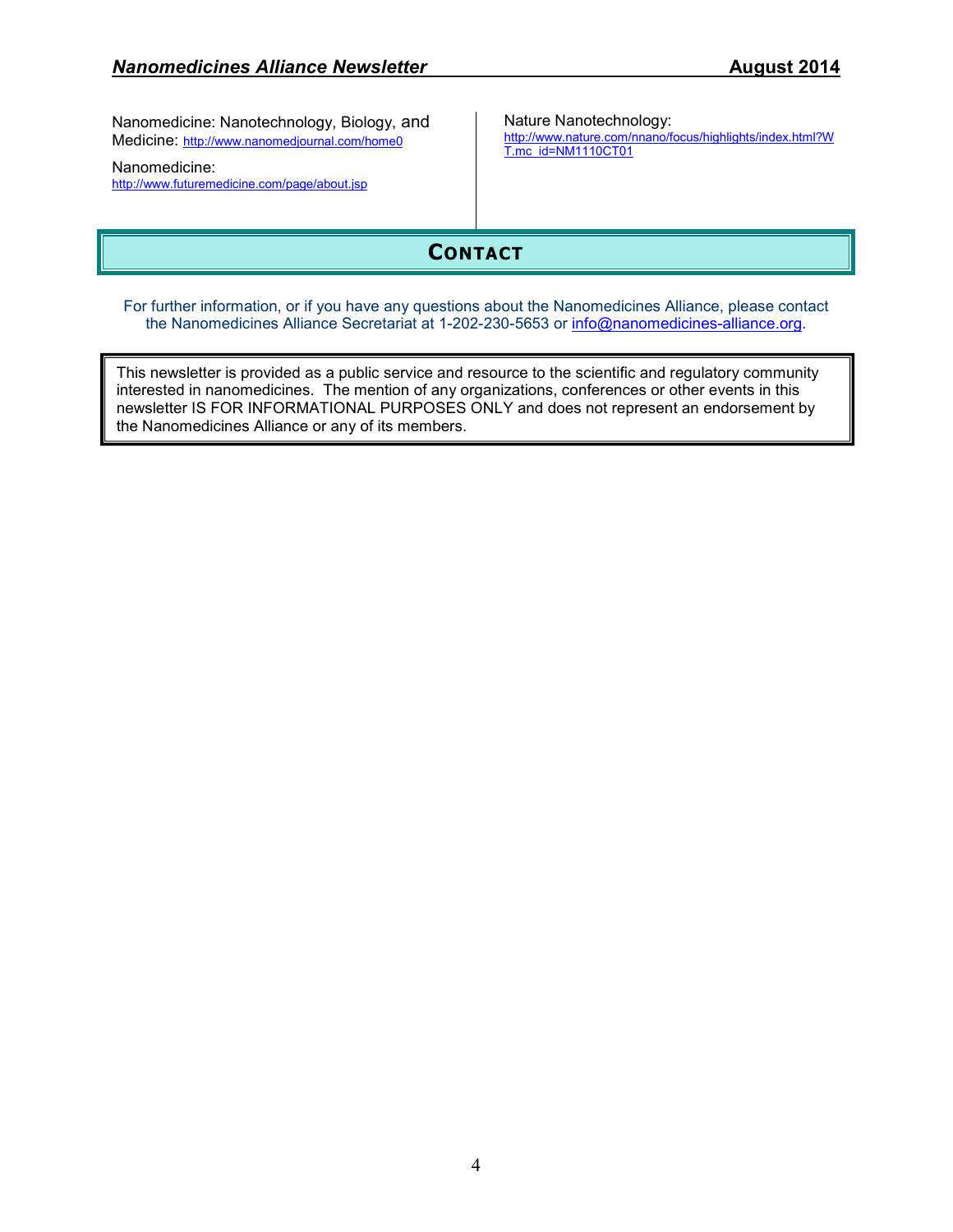Nanomedicine: Nanotechnology, Biology, and Medicine: http://www.nanomedjournal.com/home0

Nanomedicine:
http://www.futuremedicine.com/page/about.jsp

Nature Nanotechnology:
http://www.nature.com/nnano/focus/highlights/index.html?WT.mc_id=NM1110CT01

## CONTACT

For further information, or if you have any questions about the Nanomedicines Alliance, please contact the Nanomedicines Alliance Secretariat at 1-202-230-5653 or info@nanomedicines-alliance.org.

This newsletter is provided as a public service and resource to the scientific and regulatory community interested in nanomedicines. The mention of any organizations, conferences or other events in this newsletter IS FOR INFORMATIONAL PURPOSES ONLY and does not represent an endorsement by the Nanomedicines Alliance or any of its members.